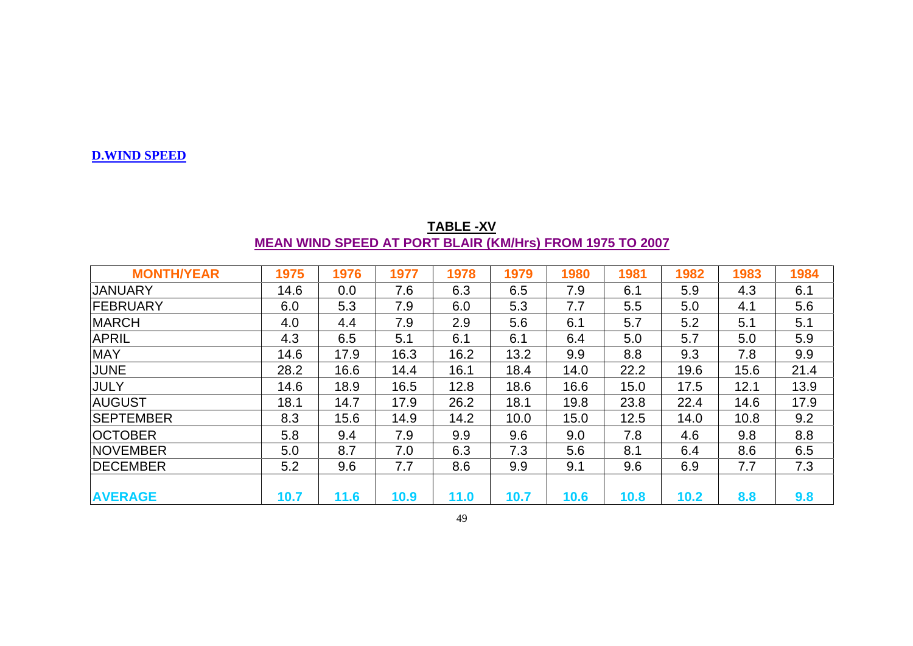## D.WIND SPEED

**TABLE -XV**

**MEAN WIND SPEED AT PORT BLAIR (KM/Hrs) FROM 1975 TO 2007**

| MONTH/YEAR | 1975 | 1976 | 1977 | 1978 | 1979 | 1980 | 1981 | 1982 | 1983 | 1984 |
|---|---|---|---|---|---|---|---|---|---|---|
| JANUARY | 14.6 | 0.0 | 7.6 | 6.3 | 6.5 | 7.9 | 6.1 | 5.9 | 4.3 | 6.1 |
| FEBRUARY | 6.0 | 5.3 | 7.9 | 6.0 | 5.3 | 7.7 | 5.5 | 5.0 | 4.1 | 5.6 |
| MARCH | 4.0 | 4.4 | 7.9 | 2.9 | 5.6 | 6.1 | 5.7 | 5.2 | 5.1 | 5.1 |
| APRIL | 4.3 | 6.5 | 5.1 | 6.1 | 6.1 | 6.4 | 5.0 | 5.7 | 5.0 | 5.9 |
| MAY | 14.6 | 17.9 | 16.3 | 16.2 | 13.2 | 9.9 | 8.8 | 9.3 | 7.8 | 9.9 |
| JUNE | 28.2 | 16.6 | 14.4 | 16.1 | 18.4 | 14.0 | 22.2 | 19.6 | 15.6 | 21.4 |
| JULY | 14.6 | 18.9 | 16.5 | 12.8 | 18.6 | 16.6 | 15.0 | 17.5 | 12.1 | 13.9 |
| AUGUST | 18.1 | 14.7 | 17.9 | 26.2 | 18.1 | 19.8 | 23.8 | 22.4 | 14.6 | 17.9 |
| SEPTEMBER | 8.3 | 15.6 | 14.9 | 14.2 | 10.0 | 15.0 | 12.5 | 14.0 | 10.8 | 9.2 |
| OCTOBER | 5.8 | 9.4 | 7.9 | 9.9 | 9.6 | 9.0 | 7.8 | 4.6 | 9.8 | 8.8 |
| NOVEMBER | 5.0 | 8.7 | 7.0 | 6.3 | 7.3 | 5.6 | 8.1 | 6.4 | 8.6 | 6.5 |
| DECEMBER | 5.2 | 9.6 | 7.7 | 8.6 | 9.9 | 9.1 | 9.6 | 6.9 | 7.7 | 7.3 |
| **AVERAGE** | **10.7** | **11.6** | **10.9** | **11.0** | **10.7** | **10.6** | **10.8** | **10.2** | **8.8** | **9.8** |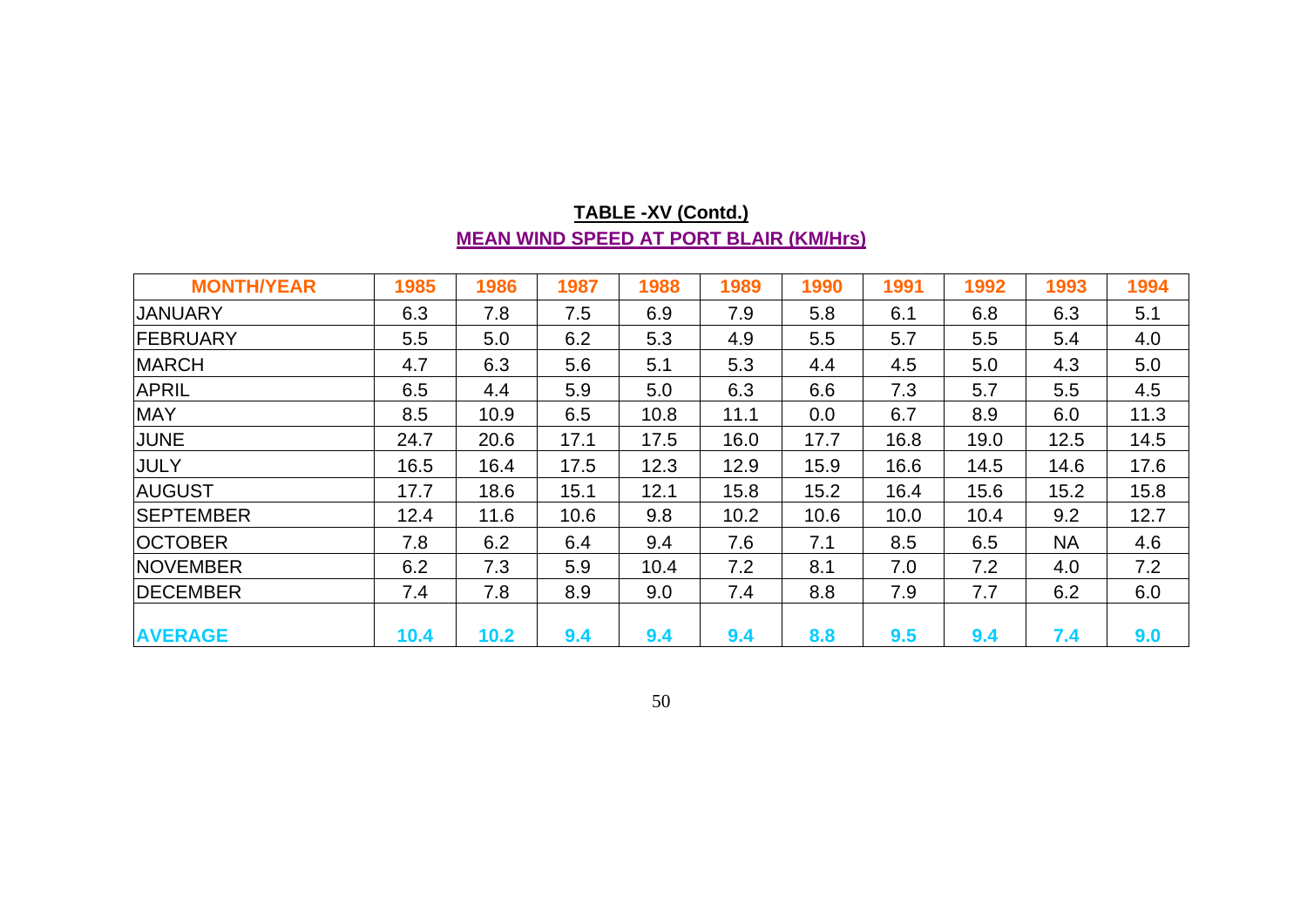**TABLE -XV (Contd.)**

**MEAN WIND SPEED AT PORT BLAIR (KM/Hrs)**

| MONTH/YEAR | 1985 | 1986 | 1987 | 1988 | 1989 | 1990 | 1991 | 1992 | 1993 | 1994 |
|---|---|---|---|---|---|---|---|---|---|---|
| JANUARY | 6.3 | 7.8 | 7.5 | 6.9 | 7.9 | 5.8 | 6.1 | 6.8 | 6.3 | 5.1 |
| FEBRUARY | 5.5 | 5.0 | 6.2 | 5.3 | 4.9 | 5.5 | 5.7 | 5.5 | 5.4 | 4.0 |
| MARCH | 4.7 | 6.3 | 5.6 | 5.1 | 5.3 | 4.4 | 4.5 | 5.0 | 4.3 | 5.0 |
| APRIL | 6.5 | 4.4 | 5.9 | 5.0 | 6.3 | 6.6 | 7.3 | 5.7 | 5.5 | 4.5 |
| MAY | 8.5 | 10.9 | 6.5 | 10.8 | 11.1 | 0.0 | 6.7 | 8.9 | 6.0 | 11.3 |
| JUNE | 24.7 | 20.6 | 17.1 | 17.5 | 16.0 | 17.7 | 16.8 | 19.0 | 12.5 | 14.5 |
| JULY | 16.5 | 16.4 | 17.5 | 12.3 | 12.9 | 15.9 | 16.6 | 14.5 | 14.6 | 17.6 |
| AUGUST | 17.7 | 18.6 | 15.1 | 12.1 | 15.8 | 15.2 | 16.4 | 15.6 | 15.2 | 15.8 |
| SEPTEMBER | 12.4 | 11.6 | 10.6 | 9.8 | 10.2 | 10.6 | 10.0 | 10.4 | 9.2 | 12.7 |
| OCTOBER | 7.8 | 6.2 | 6.4 | 9.4 | 7.6 | 7.1 | 8.5 | 6.5 | NA | 4.6 |
| NOVEMBER | 6.2 | 7.3 | 5.9 | 10.4 | 7.2 | 8.1 | 7.0 | 7.2 | 4.0 | 7.2 |
| DECEMBER | 7.4 | 7.8 | 8.9 | 9.0 | 7.4 | 8.8 | 7.9 | 7.7 | 6.2 | 6.0 |
| **AVERAGE** | **10.4** | **10.2** | **9.4** | **9.4** | **9.4** | **8.8** | **9.5** | **9.4** | **7.4** | **9.0** |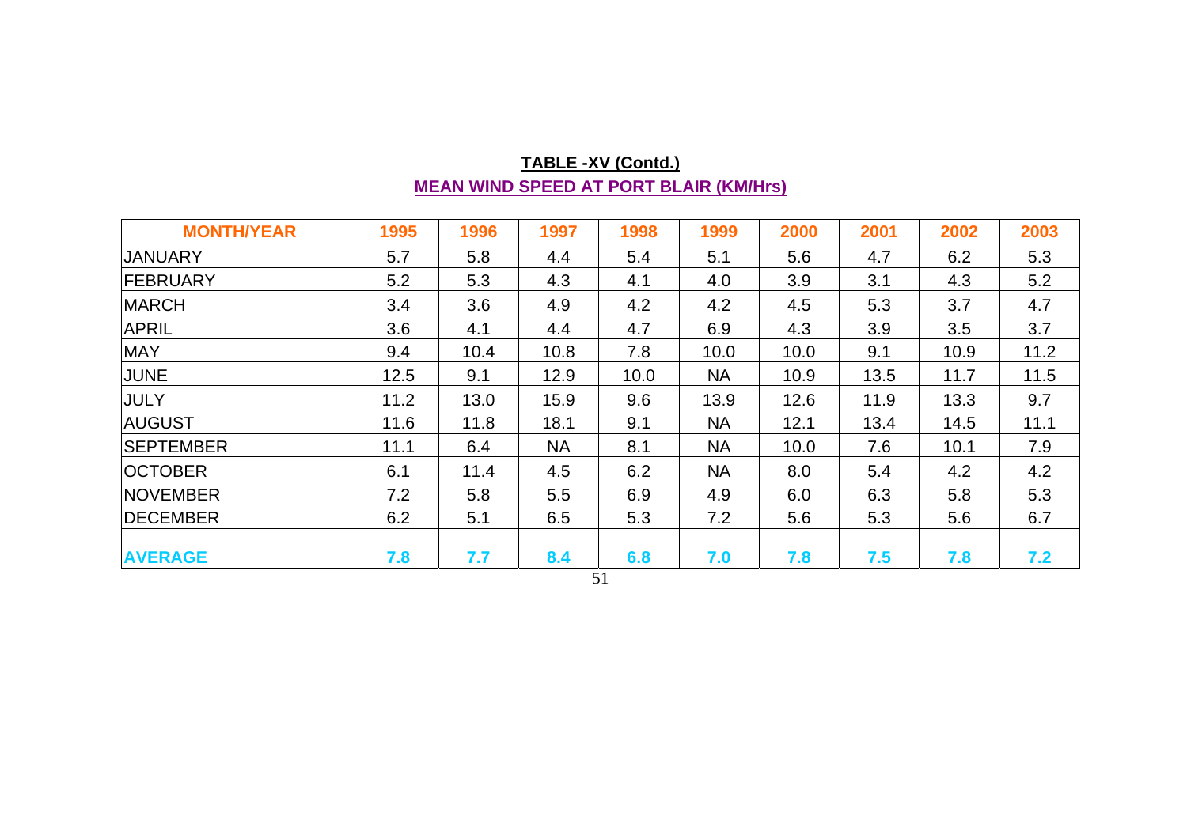## TABLE -XV (Contd.)

### MEAN WIND SPEED AT PORT BLAIR (KM/Hrs)

| MONTH/YEAR | 1995 | 1996 | 1997 | 1998 | 1999 | 2000 | 2001 | 2002 | 2003 |
|---|---|---|---|---|---|---|---|---|---|
| JANUARY | 5.7 | 5.8 | 4.4 | 5.4 | 5.1 | 5.6 | 4.7 | 6.2 | 5.3 |
| FEBRUARY | 5.2 | 5.3 | 4.3 | 4.1 | 4.0 | 3.9 | 3.1 | 4.3 | 5.2 |
| MARCH | 3.4 | 3.6 | 4.9 | 4.2 | 4.2 | 4.5 | 5.3 | 3.7 | 4.7 |
| APRIL | 3.6 | 4.1 | 4.4 | 4.7 | 6.9 | 4.3 | 3.9 | 3.5 | 3.7 |
| MAY | 9.4 | 10.4 | 10.8 | 7.8 | 10.0 | 10.0 | 9.1 | 10.9 | 11.2 |
| JUNE | 12.5 | 9.1 | 12.9 | 10.0 | NA | 10.9 | 13.5 | 11.7 | 11.5 |
| JULY | 11.2 | 13.0 | 15.9 | 9.6 | 13.9 | 12.6 | 11.9 | 13.3 | 9.7 |
| AUGUST | 11.6 | 11.8 | 18.1 | 9.1 | NA | 12.1 | 13.4 | 14.5 | 11.1 |
| SEPTEMBER | 11.1 | 6.4 | NA | 8.1 | NA | 10.0 | 7.6 | 10.1 | 7.9 |
| OCTOBER | 6.1 | 11.4 | 4.5 | 6.2 | NA | 8.0 | 5.4 | 4.2 | 4.2 |
| NOVEMBER | 7.2 | 5.8 | 5.5 | 6.9 | 4.9 | 6.0 | 6.3 | 5.8 | 5.3 |
| DECEMBER | 6.2 | 5.1 | 6.5 | 5.3 | 7.2 | 5.6 | 5.3 | 5.6 | 6.7 |
| **AVERAGE** | **7.8** | **7.7** | **8.4** | **6.8** | **7.0** | **7.8** | **7.5** | **7.8** | **7.2** |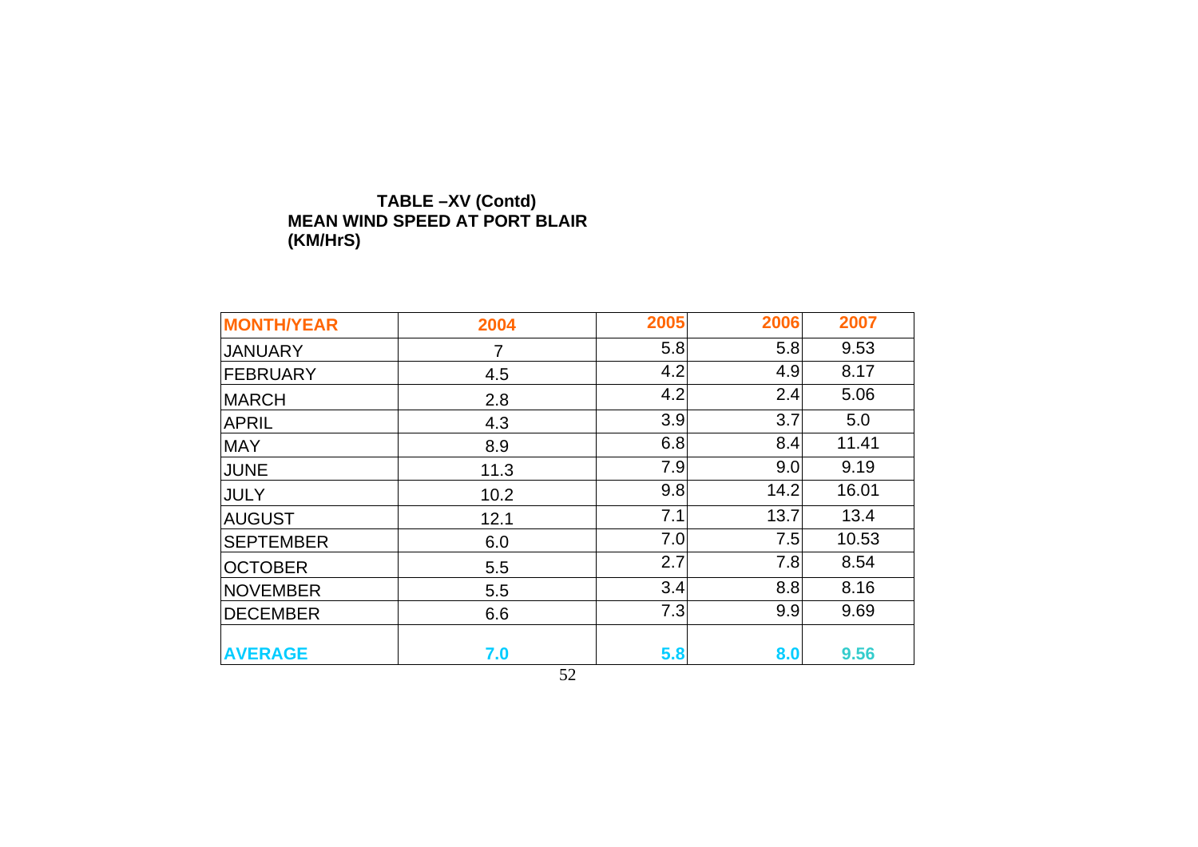**TABLE –XV (Contd)**
**MEAN WIND SPEED AT PORT BLAIR**
**(KM/HrS)**

| MONTH/YEAR | 2004 | 2005 | 2006 | 2007 |
|---|---|---|---|---|
| JANUARY | 7 | 5.8 | 5.8 | 9.53 |
| FEBRUARY | 4.5 | 4.2 | 4.9 | 8.17 |
| MARCH | 2.8 | 4.2 | 2.4 | 5.06 |
| APRIL | 4.3 | 3.9 | 3.7 | 5.0 |
| MAY | 8.9 | 6.8 | 8.4 | 11.41 |
| JUNE | 11.3 | 7.9 | 9.0 | 9.19 |
| JULY | 10.2 | 9.8 | 14.2 | 16.01 |
| AUGUST | 12.1 | 7.1 | 13.7 | 13.4 |
| SEPTEMBER | 6.0 | 7.0 | 7.5 | 10.53 |
| OCTOBER | 5.5 | 2.7 | 7.8 | 8.54 |
| NOVEMBER | 5.5 | 3.4 | 8.8 | 8.16 |
| DECEMBER | 6.6 | 7.3 | 9.9 | 9.69 |
| **AVERAGE** | **7.0** | **5.8** | **8.0** | **9.56** |